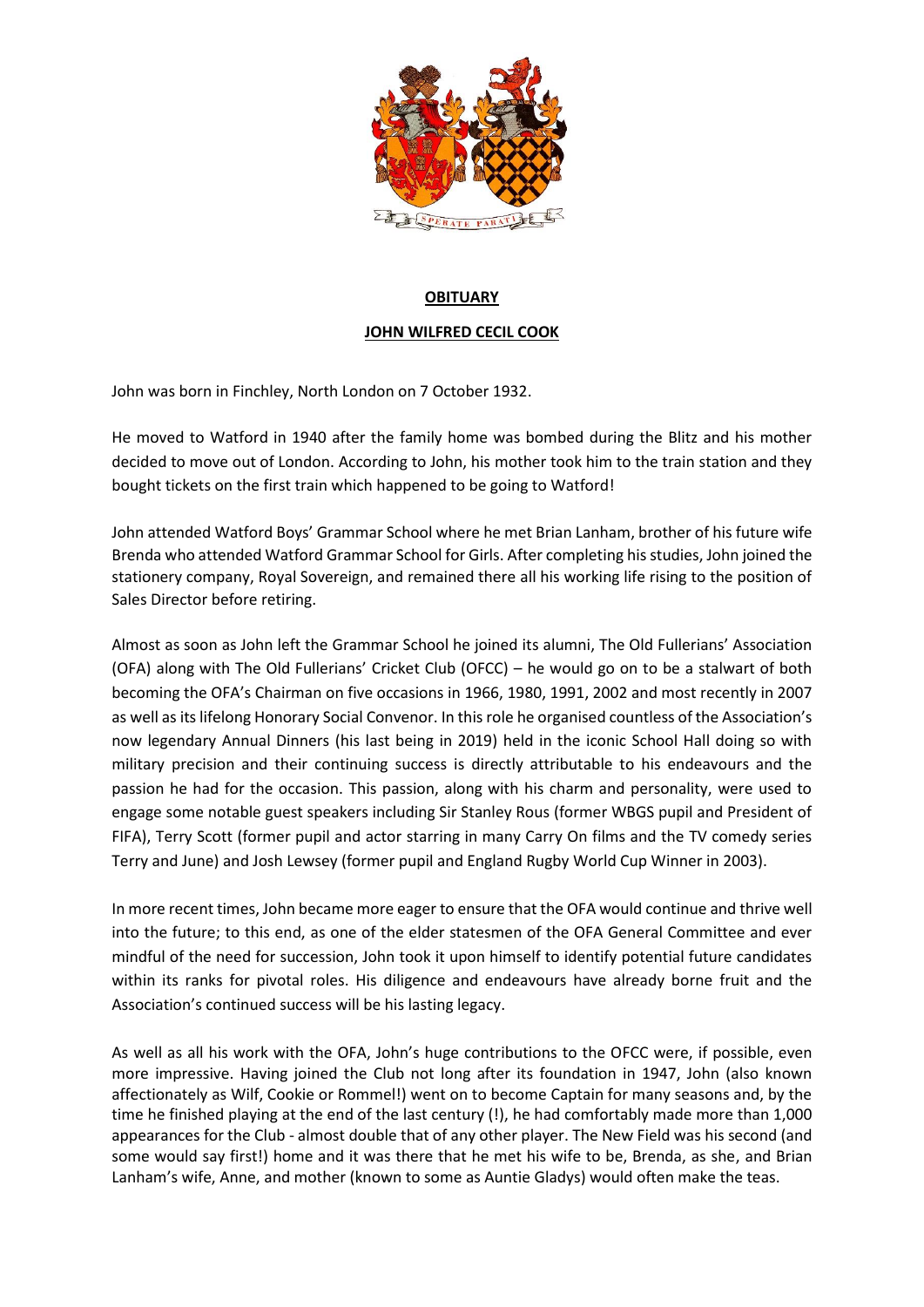# OBITUARY

## JOHN WILFRED CECIL COOK

John was born in Finchley, North London on 7 October 1932.

He moved to Watford in 1940 after the family home was bombed during the Blitz and his mother decided to move out of London. According to John, his mother took him to the train station and they bought tickets on the first train which happened to be going to Watford!

John attended Watford Boys' Grammar School where he met Brian Lanham, brother of his future wife Brenda who attended Watford Grammar School for Girls. After completing his studies, John joined the stationery company, Royal Sovereign, and remained there all his working life rising to the position of Sales Director before retiring.

Almost as soon as John left the Grammar School he joined its alumni, The Old Fullerians' Association (OFA) along with The Old Fullerians' Cricket Club (OFCC) – he would go on to be a stalwart of both becoming the OFA's Chairman on five occasions in 1966, 1980, 1991, 2002 and most recently in 2007 as well as its lifelong Honorary Social Convenor. In this role he organised countless of the Association's now legendary Annual Dinners (his last being in 2019) held in the iconic School Hall doing so with military precision and their continuing success is directly attributable to his endeavours and the passion he had for the occasion. This passion, along with his charm and personality, were used to engage some notable guest speakers including Sir Stanley Rous (former WBGS pupil and President of FIFA), Terry Scott (former pupil and actor starring in many Carry On films and the TV comedy series Terry and June) and Josh Lewsey (former pupil and England Rugby World Cup Winner in 2003).

In more recent times, John became more eager to ensure that the OFA would continue and thrive well into the future; to this end, as one of the elder statesmen of the OFA General Committee and ever mindful of the need for succession, John took it upon himself to identify potential future candidates within its ranks for pivotal roles. His diligence and endeavours have already borne fruit and the Association's continued success will be his lasting legacy.

As well as all his work with the OFA, John's huge contributions to the OFCC were, if possible, even more impressive. Having joined the Club not long after its foundation in 1947, John (also known affectionately as Wilf, Cookie or Rommel!) went on to become Captain for many seasons and, by the time he finished playing at the end of the last century (!), he had comfortably made more than 1,000 appearances for the Club - almost double that of any other player. The New Field was his second (and some would say first!) home and it was there that he met his wife to be, Brenda, as she, and Brian Lanham's wife, Anne, and mother (known to some as Auntie Gladys) would often make the teas.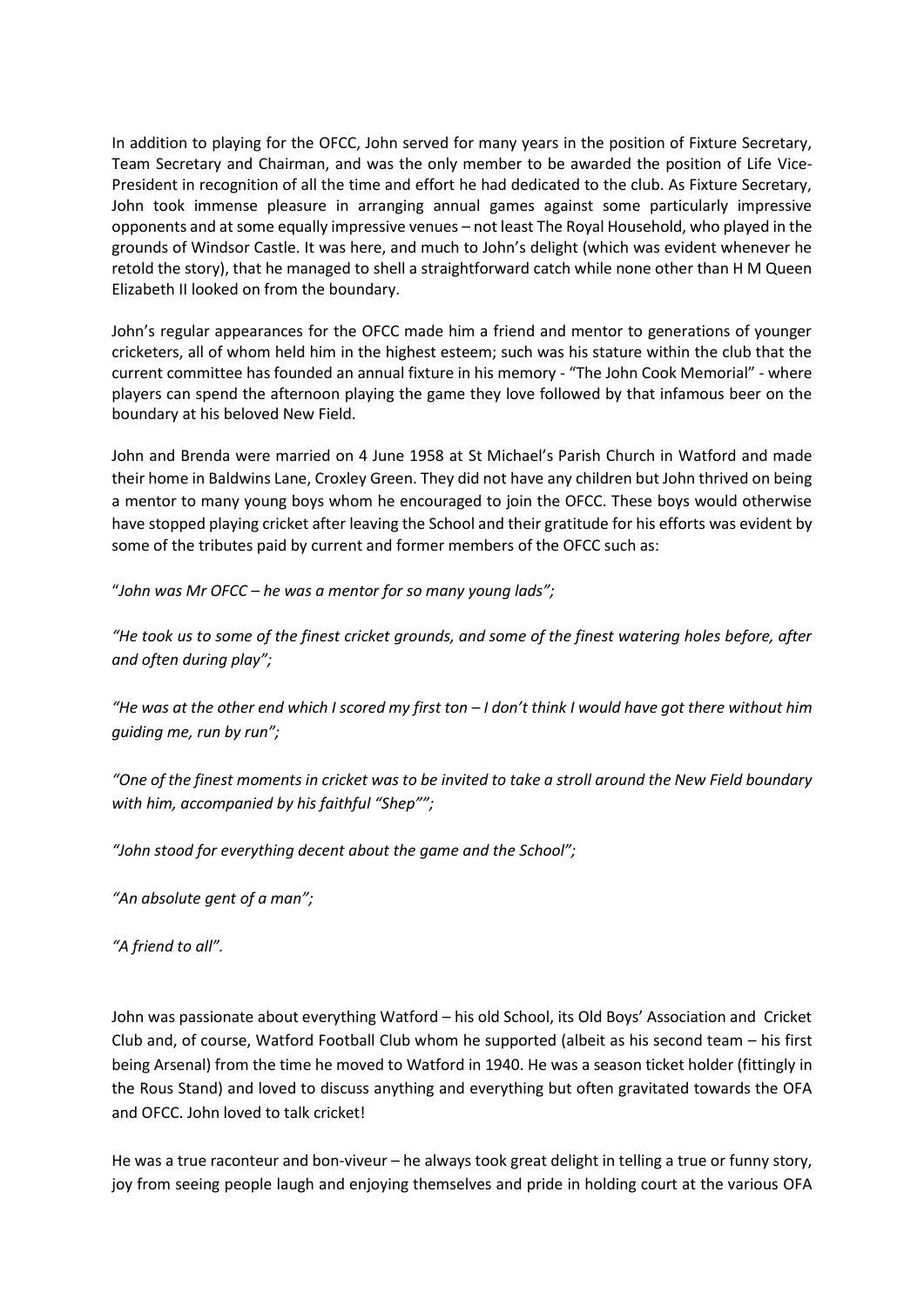In addition to playing for the OFCC, John served for many years in the position of Fixture Secretary, Team Secretary and Chairman, and was the only member to be awarded the position of Life Vice-President in recognition of all the time and effort he had dedicated to the club. As Fixture Secretary, John took immense pleasure in arranging annual games against some particularly impressive opponents and at some equally impressive venues – not least The Royal Household, who played in the grounds of Windsor Castle. It was here, and much to John's delight (which was evident whenever he retold the story), that he managed to shell a straightforward catch while none other than H M Queen Elizabeth II looked on from the boundary.

John's regular appearances for the OFCC made him a friend and mentor to generations of younger cricketers, all of whom held him in the highest esteem; such was his stature within the club that the current committee has founded an annual fixture in his memory - "The John Cook Memorial" - where players can spend the afternoon playing the game they love followed by that infamous beer on the boundary at his beloved New Field.

John and Brenda were married on 4 June 1958 at St Michael's Parish Church in Watford and made their home in Baldwins Lane, Croxley Green. They did not have any children but John thrived on being a mentor to many young boys whom he encouraged to join the OFCC. These boys would otherwise have stopped playing cricket after leaving the School and their gratitude for his efforts was evident by some of the tributes paid by current and former members of the OFCC such as:

"*John was Mr OFCC – he was a mentor for so many young lads";*

*"He took us to some of the finest cricket grounds, and some of the finest watering holes before, after and often during play";*

*"He was at the other end which I scored my first ton – I don't think I would have got there without him guiding me, run by run";*

*"One of the finest moments in cricket was to be invited to take a stroll around the New Field boundary with him, accompanied by his faithful "Shep"";*

*"John stood for everything decent about the game and the School";*

*"An absolute gent of a man";*

*"A friend to all".*

John was passionate about everything Watford – his old School, its Old Boys' Association and Cricket Club and, of course, Watford Football Club whom he supported (albeit as his second team – his first being Arsenal) from the time he moved to Watford in 1940. He was a season ticket holder (fittingly in the Rous Stand) and loved to discuss anything and everything but often gravitated towards the OFA and OFCC. John loved to talk cricket!

He was a true raconteur and bon-viveur – he always took great delight in telling a true or funny story, joy from seeing people laugh and enjoying themselves and pride in holding court at the various OFA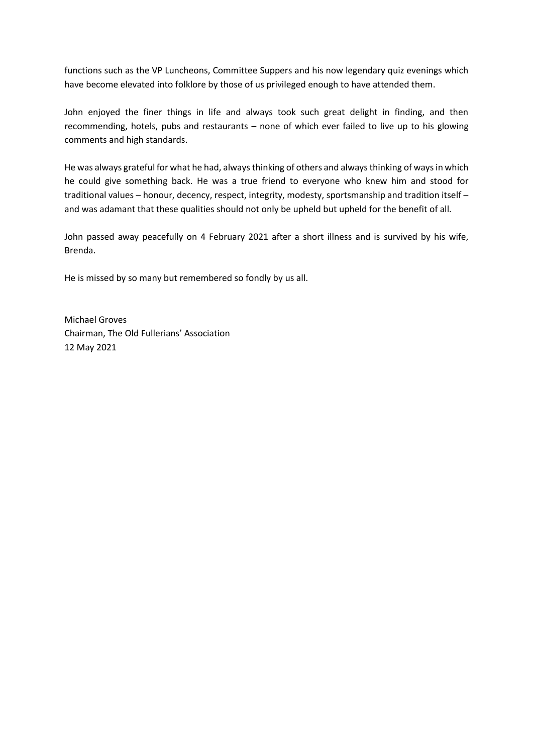functions such as the VP Luncheons, Committee Suppers and his now legendary quiz evenings which have become elevated into folklore by those of us privileged enough to have attended them.

John enjoyed the finer things in life and always took such great delight in finding, and then recommending, hotels, pubs and restaurants – none of which ever failed to live up to his glowing comments and high standards.

He was always grateful for what he had, always thinking of others and always thinking of ways in which he could give something back. He was a true friend to everyone who knew him and stood for traditional values – honour, decency, respect, integrity, modesty, sportsmanship and tradition itself – and was adamant that these qualities should not only be upheld but upheld for the benefit of all.

John passed away peacefully on 4 February 2021 after a short illness and is survived by his wife, Brenda.

He is missed by so many but remembered so fondly by us all.

Michael Groves
Chairman, The Old Fullerians' Association
12 May 2021